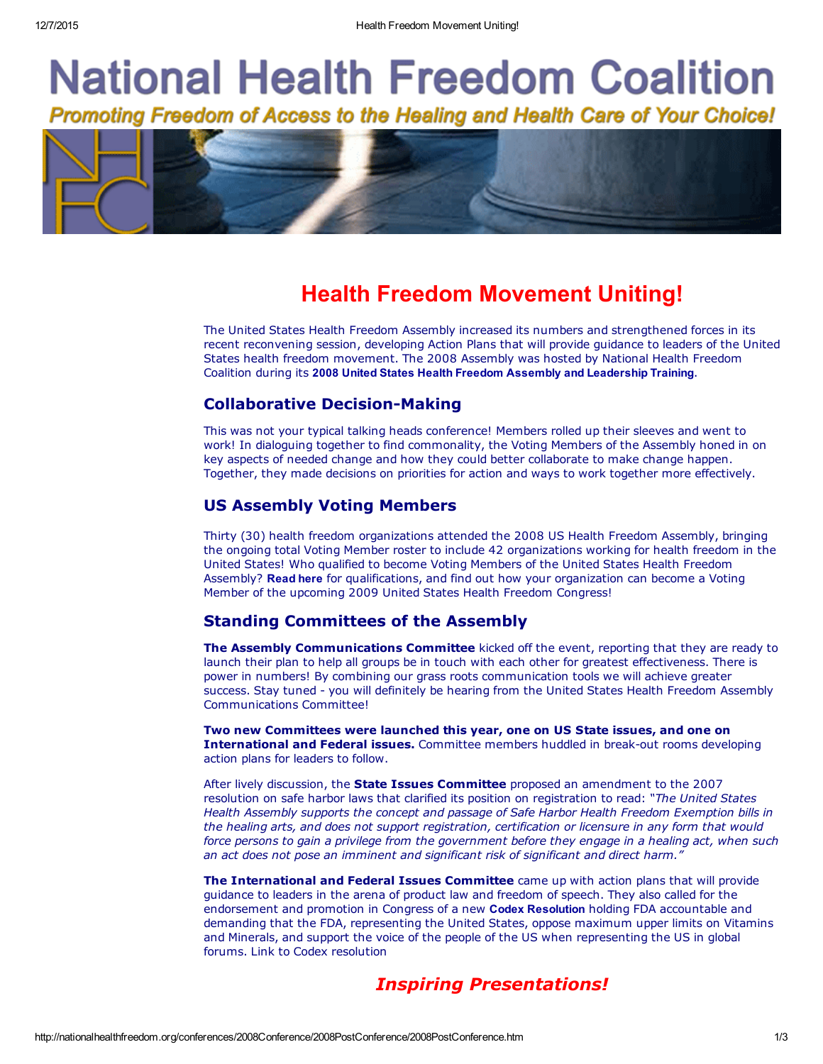# National Health Freedom Coalition

*Promoting Freedom of Access to the Healing and Health Care of Your Choice!*

## Health Freedom Movement Uniting!

The United States Health Freedom Assembly increased its numbers and strengthened forces in its recent reconvening session, developing Action Plans that will provide guidance to leaders of the United States health freedom movement. The 2008 Assembly was hosted by National Health Freedom Coalition during its **2008 United States Health Freedom Assembly and Leadership Training**.

### Collaborative Decision-Making

This was not your typical talking heads conference! Members rolled up their sleeves and went to work! In dialoguing together to find commonality, the Voting Members of the Assembly honed in on key aspects of needed change and how they could better collaborate to make change happen. Together, they made decisions on priorities for action and ways to work together more effectively.

### US Assembly Voting Members

Thirty (30) health freedom organizations attended the 2008 US Health Freedom Assembly, bringing the ongoing total Voting Member roster to include 42 organizations working for health freedom in the United States! Who qualified to become Voting Members of the United States Health Freedom Assembly? **Read here** for qualifications, and find out how your organization can become a Voting Member of the upcoming 2009 United States Health Freedom Congress!

### Standing Committees of the Assembly

**The Assembly Communications Committee** kicked off the event, reporting that they are ready to launch their plan to help all groups be in touch with each other for greatest effectiveness. There is power in numbers! By combining our grass roots communication tools we will achieve greater success. Stay tuned - you will definitely be hearing from the United States Health Freedom Assembly Communications Committee!

**Two new Committees were launched this year, one on US State issues, and one on International and Federal issues.** Committee members huddled in break-out rooms developing action plans for leaders to follow.

After lively discussion, the **State Issues Committee** proposed an amendment to the 2007 resolution on safe harbor laws that clarified its position on registration to read: *"The United States Health Assembly supports the concept and passage of Safe Harbor Health Freedom Exemption bills in the healing arts, and does not support registration, certification or licensure in any form that would force persons to gain a privilege from the government before they engage in a healing act, when such an act does not pose an imminent and significant risk of significant and direct harm."*

**The International and Federal Issues Committee** came up with action plans that will provide guidance to leaders in the arena of product law and freedom of speech. They also called for the endorsement and promotion in Congress of a new **Codex Resolution** holding FDA accountable and demanding that the FDA, representing the United States, oppose maximum upper limits on Vitamins and Minerals, and support the voice of the people of the US when representing the US in global forums. Link to Codex resolution

## *Inspiring Presentations!*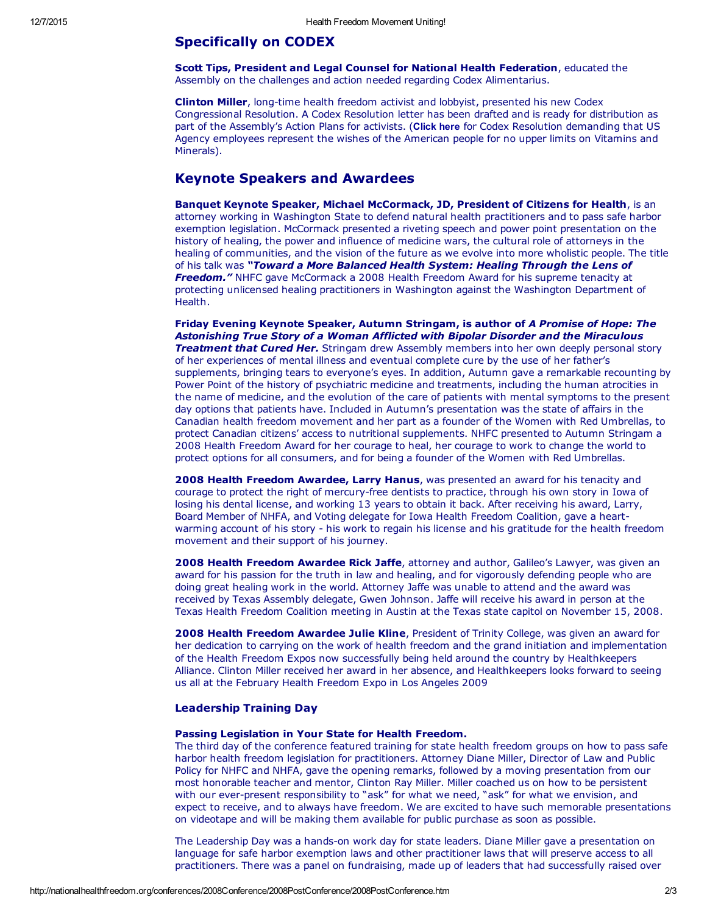## Specifically on CODEX

**Scott Tips, President and Legal Counsel for National Health Federation**, educated the Assembly on the challenges and action needed regarding Codex Alimentarius.

**Clinton Miller**, long-time health freedom activist and lobbyist, presented his new Codex Congressional Resolution. A Codex Resolution letter has been drafted and is ready for distribution as part of the Assembly's Action Plans for activists. (**Click here** for Codex Resolution demanding that US Agency employees represent the wishes of the American people for no upper limits on Vitamins and Minerals).

## Keynote Speakers and Awardees

**Banquet Keynote Speaker, Michael McCormack, JD, President of Citizens for Health**, is an attorney working in Washington State to defend natural health practitioners and to pass safe harbor exemption legislation. McCormack presented a riveting speech and power point presentation on the history of healing, the power and influence of medicine wars, the cultural role of attorneys in the healing of communities, and the vision of the future as we evolve into more wholistic people. The title of his talk was ***"Toward a More Balanced Health System: Healing Through the Lens of Freedom."*** NHFC gave McCormack a 2008 Health Freedom Award for his supreme tenacity at protecting unlicensed healing practitioners in Washington against the Washington Department of Health.

**Friday Evening Keynote Speaker, Autumn Stringam, is author of *A Promise of Hope: The Astonishing True Story of a Woman Afflicted with Bipolar Disorder and the Miraculous Treatment that Cured Her.*** Stringam drew Assembly members into her own deeply personal story of her experiences of mental illness and eventual complete cure by the use of her father's supplements, bringing tears to everyone's eyes. In addition, Autumn gave a remarkable recounting by Power Point of the history of psychiatric medicine and treatments, including the human atrocities in the name of medicine, and the evolution of the care of patients with mental symptoms to the present day options that patients have. Included in Autumn's presentation was the state of affairs in the Canadian health freedom movement and her part as a founder of the Women with Red Umbrellas, to protect Canadian citizens' access to nutritional supplements. NHFC presented to Autumn Stringam a 2008 Health Freedom Award for her courage to heal, her courage to work to change the world to protect options for all consumers, and for being a founder of the Women with Red Umbrellas.

**2008 Health Freedom Awardee, Larry Hanus**, was presented an award for his tenacity and courage to protect the right of mercury-free dentists to practice, through his own story in Iowa of losing his dental license, and working 13 years to obtain it back. After receiving his award, Larry, Board Member of NHFA, and Voting delegate for Iowa Health Freedom Coalition, gave a heart-warming account of his story - his work to regain his license and his gratitude for the health freedom movement and their support of his journey.

**2008 Health Freedom Awardee Rick Jaffe**, attorney and author, Galileo's Lawyer, was given an award for his passion for the truth in law and healing, and for vigorously defending people who are doing great healing work in the world. Attorney Jaffe was unable to attend and the award was received by Texas Assembly delegate, Gwen Johnson. Jaffe will receive his award in person at the Texas Health Freedom Coalition meeting in Austin at the Texas state capitol on November 15, 2008.

**2008 Health Freedom Awardee Julie Kline**, President of Trinity College, was given an award for her dedication to carrying on the work of health freedom and the grand initiation and implementation of the Health Freedom Expos now successfully being held around the country by Healthkeepers Alliance. Clinton Miller received her award in her absence, and Healthkeepers looks forward to seeing us all at the February Health Freedom Expo in Los Angeles 2009

### Leadership Training Day

**Passing Legislation in Your State for Health Freedom.**
The third day of the conference featured training for state health freedom groups on how to pass safe harbor health freedom legislation for practitioners. Attorney Diane Miller, Director of Law and Public Policy for NHFC and NHFA, gave the opening remarks, followed by a moving presentation from our most honorable teacher and mentor, Clinton Ray Miller. Miller coached us on how to be persistent with our ever-present responsibility to "ask" for what we need, "ask" for what we envision, and expect to receive, and to always have freedom. We are excited to have such memorable presentations on videotape and will be making them available for public purchase as soon as possible.

The Leadership Day was a hands-on work day for state leaders. Diane Miller gave a presentation on language for safe harbor exemption laws and other practitioner laws that will preserve access to all practitioners. There was a panel on fundraising, made up of leaders that had successfully raised over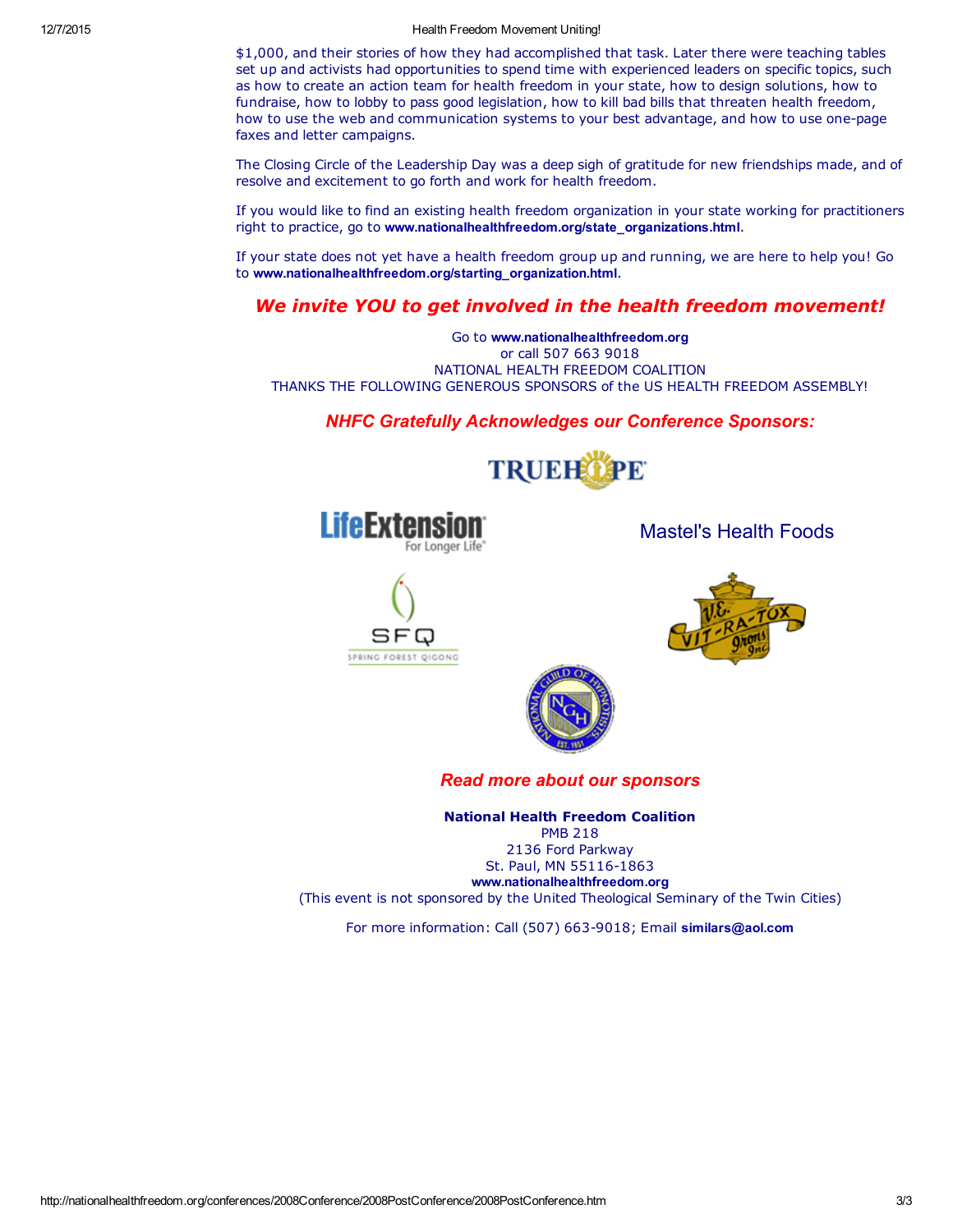$1,000, and their stories of how they had accomplished that task. Later there were teaching tables set up and activists had opportunities to spend time with experienced leaders on specific topics, such as how to create an action team for health freedom in your state, how to design solutions, how to fundraise, how to lobby to pass good legislation, how to kill bad bills that threaten health freedom, how to use the web and communication systems to your best advantage, and how to use one-page faxes and letter campaigns.

The Closing Circle of the Leadership Day was a deep sigh of gratitude for new friendships made, and of resolve and excitement to go forth and work for health freedom.

If you would like to find an existing health freedom organization in your state working for practitioners right to practice, go to **www.nationalhealthfreedom.org/state_organizations.html**.

If your state does not yet have a health freedom group up and running, we are here to help you! Go to **www.nationalhealthfreedom.org/starting_organization.html**.

## *We invite YOU to get involved in the health freedom movement!*

Go to **www.nationalhealthfreedom.org**
or call 507 663 9018
NATIONAL HEALTH FREEDOM COALITION
THANKS THE FOLLOWING GENEROUS SPONSORS of the US HEALTH FREEDOM ASSEMBLY!

### *NHFC Gratefully Acknowledges our Conference Sponsors:*

TRUEHOPE

LifeExtension For Longer Life

Mastel's Health Foods

SFQ SPRING FOREST QIGONG

V.E. VIT-RA-TOX Irons Inc

NATIONAL GUILD OF HYPNOTISTS NGH EST. 1951

### *Read more about our sponsors*

**National Health Freedom Coalition**
PMB 218
2136 Ford Parkway
St. Paul, MN 55116-1863
**www.nationalhealthfreedom.org**
(This event is not sponsored by the United Theological Seminary of the Twin Cities)

For more information: Call (507) 663-9018; Email **similars@aol.com**